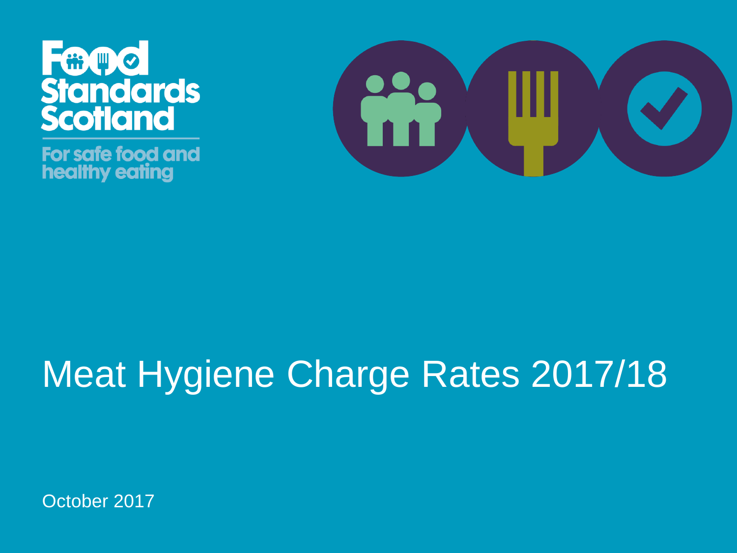Food Standards Scotland

For safe food and healthy eating

# Meat Hygiene Charge Rates 2017/18

October 2017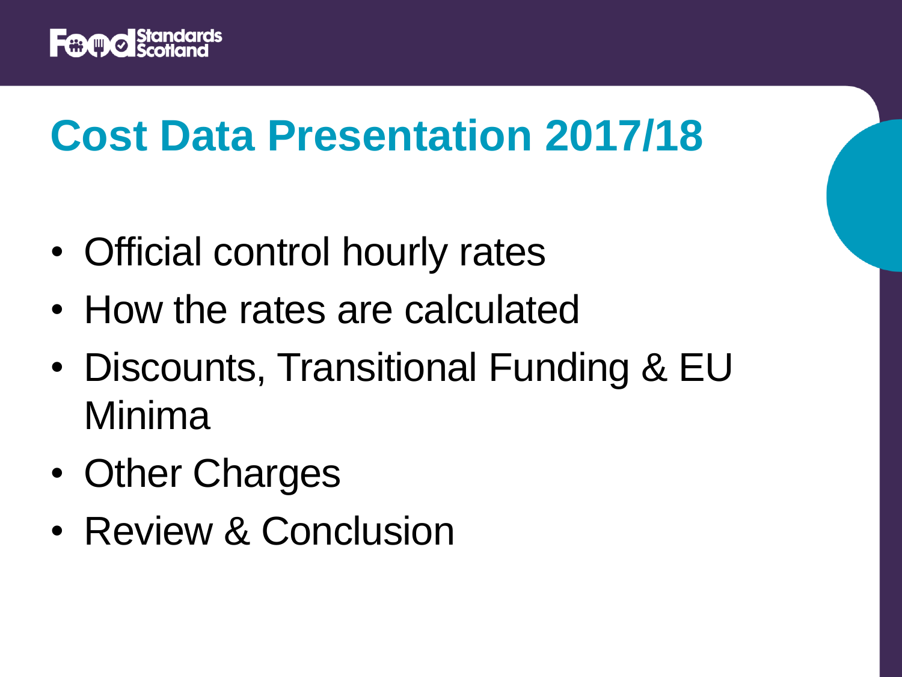# Cost Data Presentation 2017/18

- Official control hourly rates
- How the rates are calculated
- Discounts, Transitional Funding & EU Minima
- Other Charges
- Review & Conclusion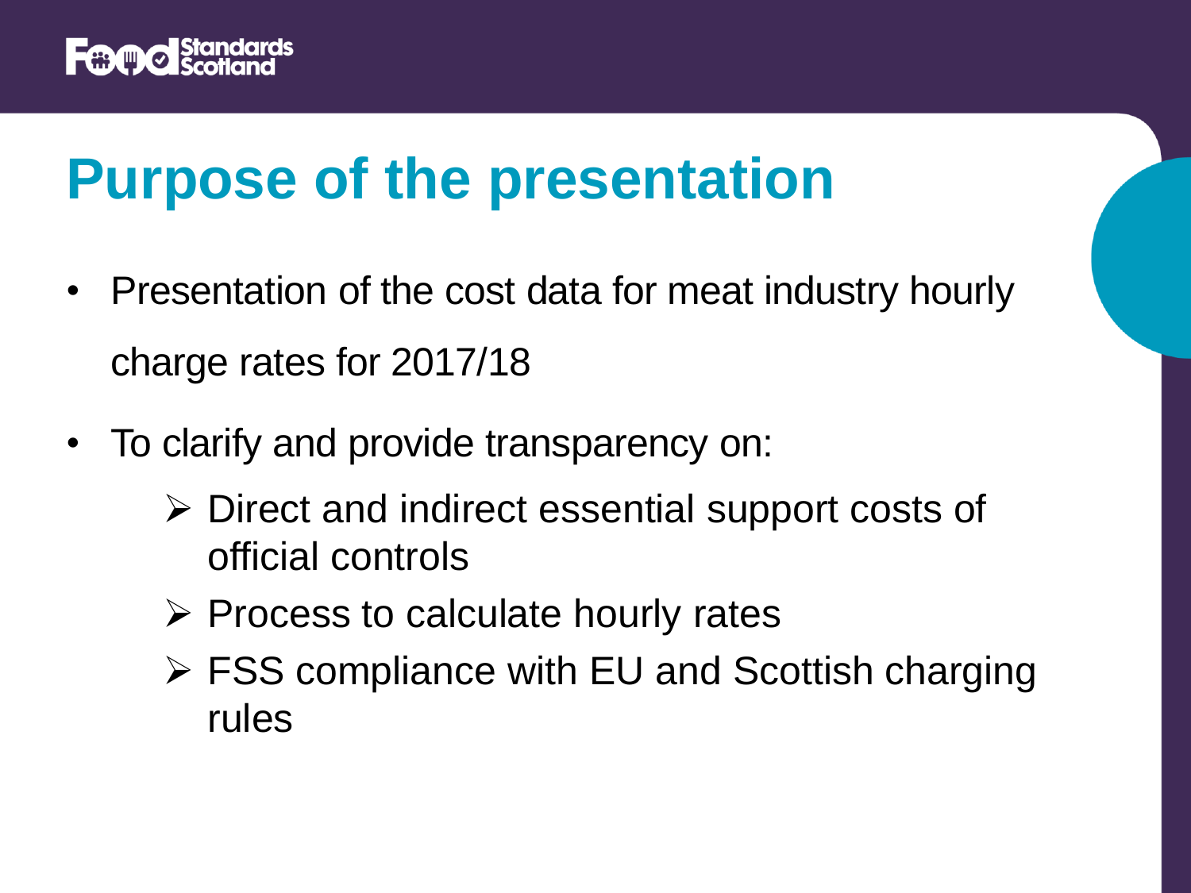# Purpose of the presentation

- Presentation of the cost data for meat industry hourly charge rates for 2017/18
- To clarify and provide transparency on:
  - Direct and indirect essential support costs of official controls
  - Process to calculate hourly rates
  - FSS compliance with EU and Scottish charging rules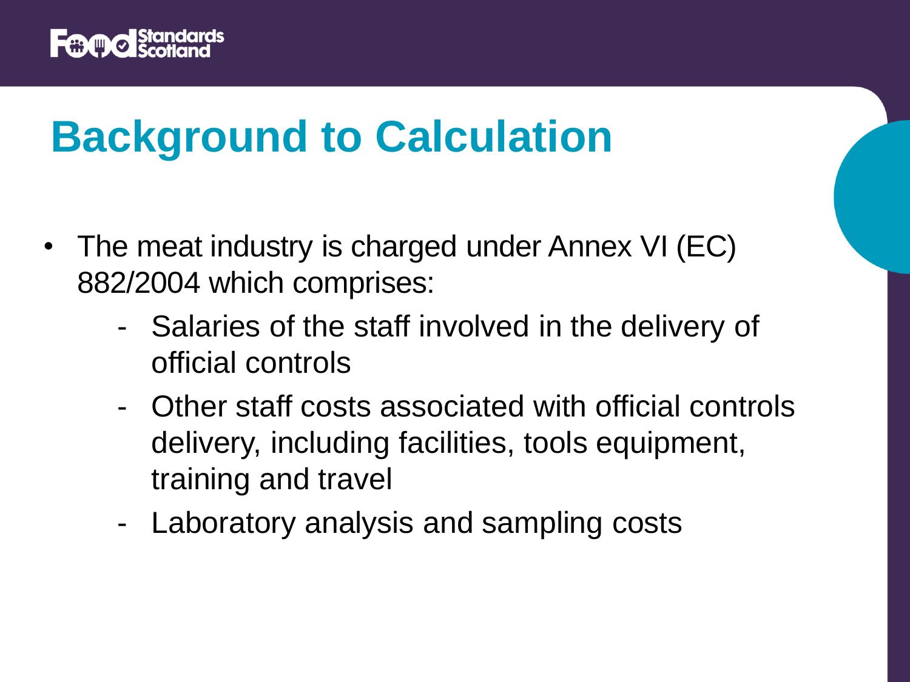# Background to Calculation

- The meat industry is charged under Annex VI (EC) 882/2004 which comprises:
  - Salaries of the staff involved in the delivery of official controls
  - Other staff costs associated with official controls delivery, including facilities, tools equipment, training and travel
  - Laboratory analysis and sampling costs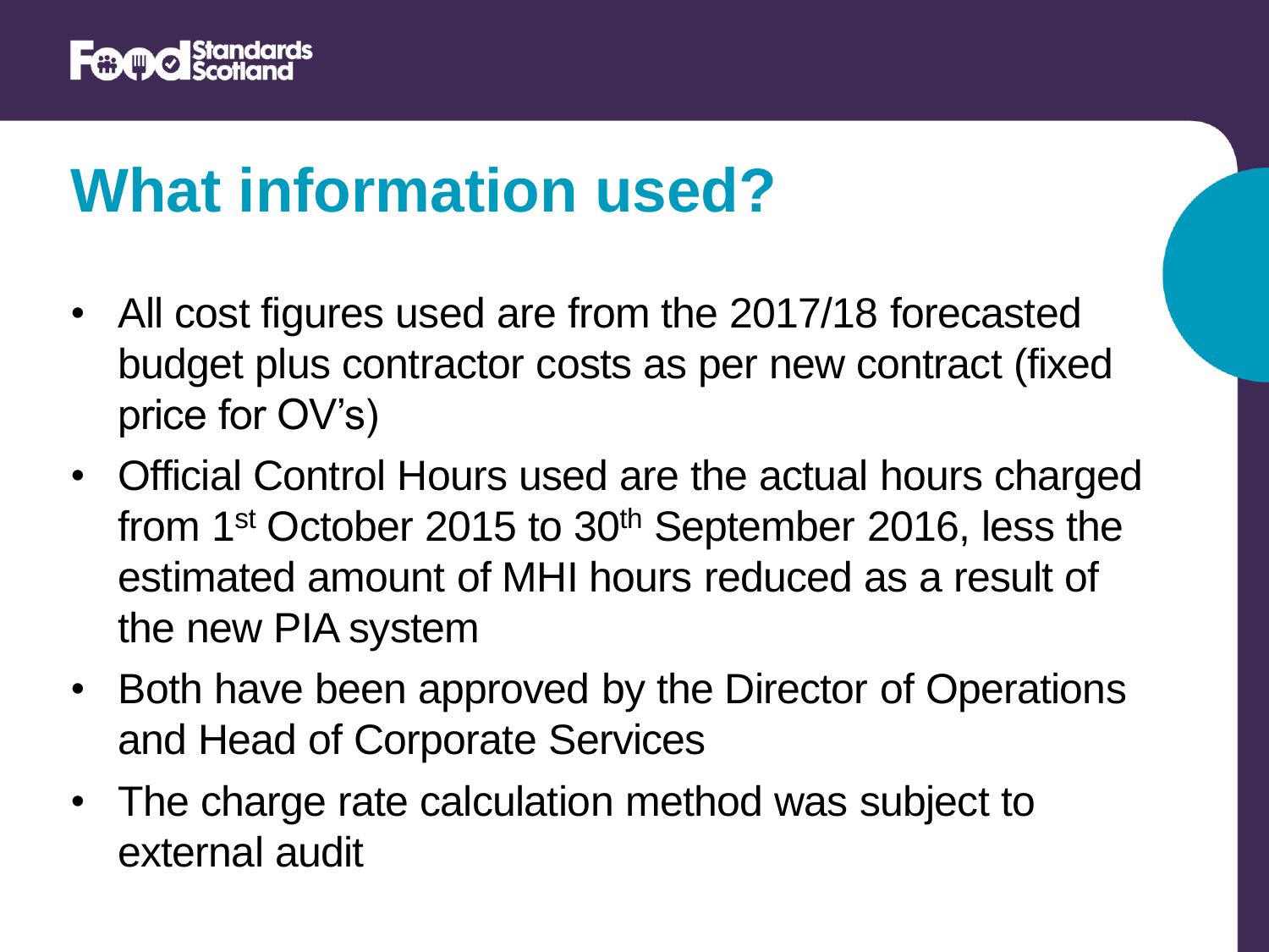# What information used?

- All cost figures used are from the 2017/18 forecasted budget plus contractor costs as per new contract (fixed price for OV's)
- Official Control Hours used are the actual hours charged from 1st October 2015 to 30th September 2016, less the estimated amount of MHI hours reduced as a result of the new PIA system
- Both have been approved by the Director of Operations and Head of Corporate Services
- The charge rate calculation method was subject to external audit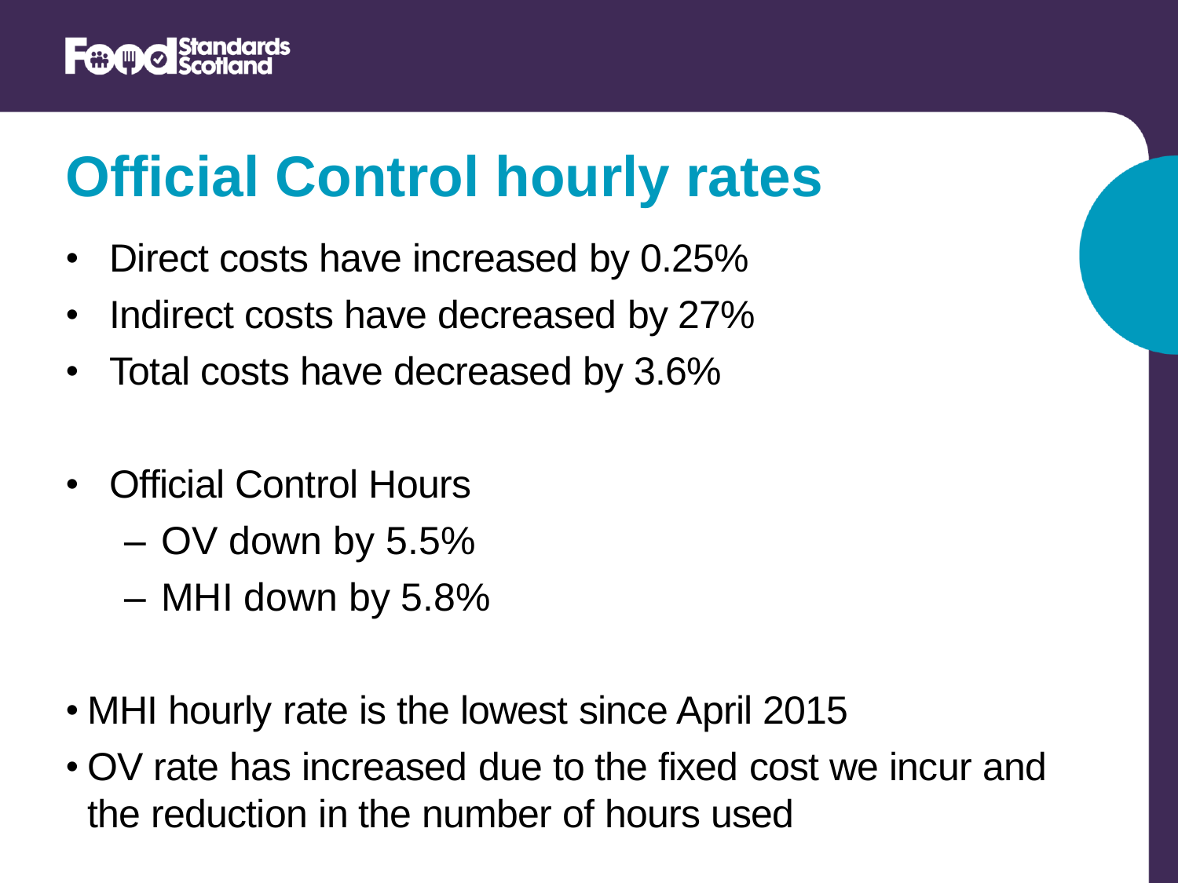# Official Control hourly rates

- Direct costs have increased by 0.25%
- Indirect costs have decreased by 27%
- Total costs have decreased by 3.6%

- Official Control Hours
  - OV down by 5.5%
  - MHI down by 5.8%

- MHI hourly rate is the lowest since April 2015
- OV rate has increased due to the fixed cost we incur and the reduction in the number of hours used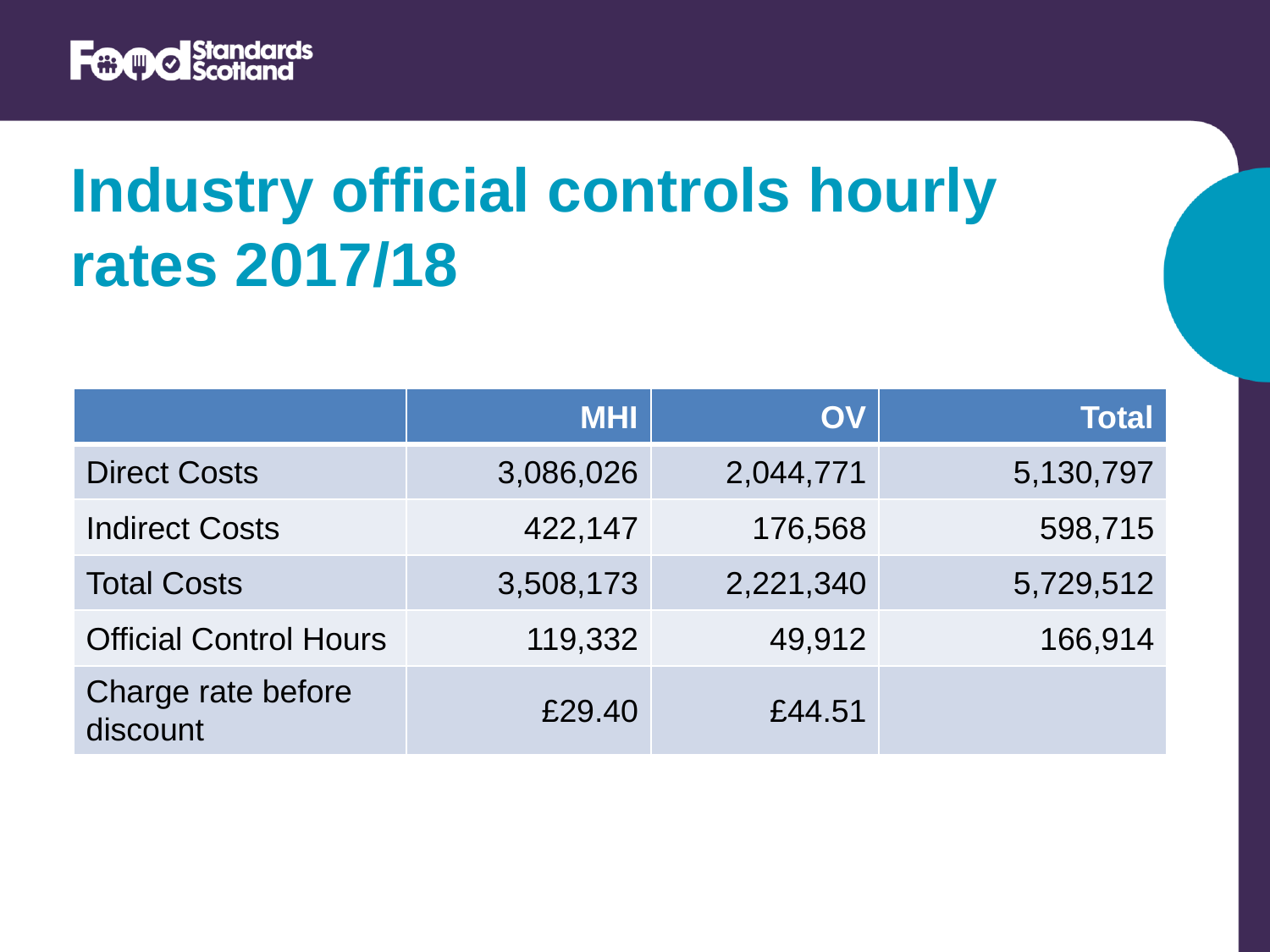# Industry official controls hourly rates 2017/18

| | MHI | OV | Total |
|---|---|---|---|
| Direct Costs | 3,086,026 | 2,044,771 | 5,130,797 |
| Indirect Costs | 422,147 | 176,568 | 598,715 |
| Total Costs | 3,508,173 | 2,221,340 | 5,729,512 |
| Official Control Hours | 119,332 | 49,912 | 166,914 |
| Charge rate before discount | £29.40 | £44.51 | |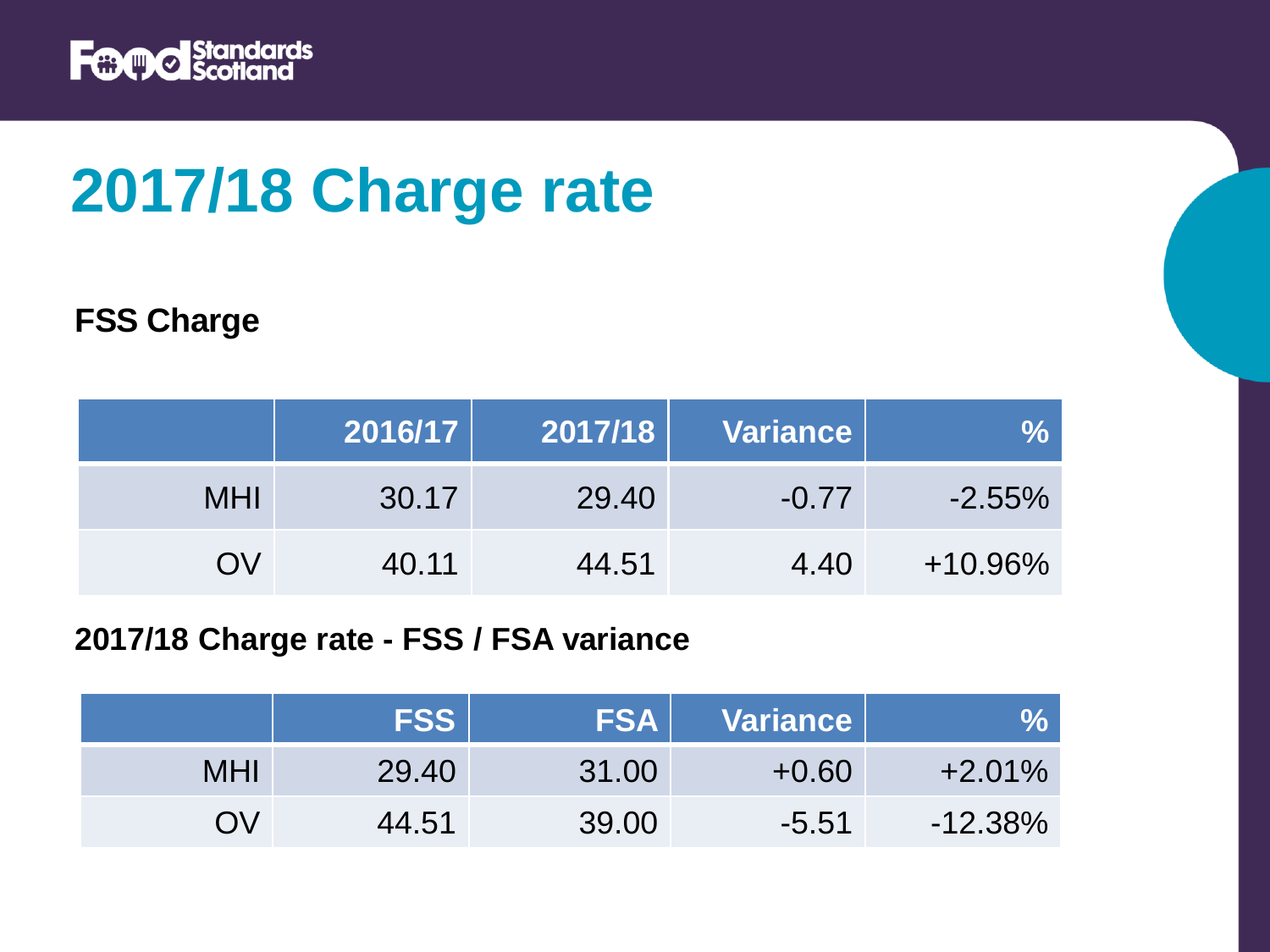# 2017/18 Charge rate

### FSS Charge

| | 2016/17 | 2017/18 | Variance | % |
|---:|---:|---:|---:|---:|
| MHI | 30.17 | 29.40 | -0.77 | -2.55% |
| OV | 40.11 | 44.51 | 4.40 | +10.96% |

### 2017/18 Charge rate - FSS / FSA variance

| | FSS | FSA | Variance | % |
|---:|---:|---:|---:|---:|
| MHI | 29.40 | 31.00 | +0.60 | +2.01% |
| OV | 44.51 | 39.00 | -5.51 | -12.38% |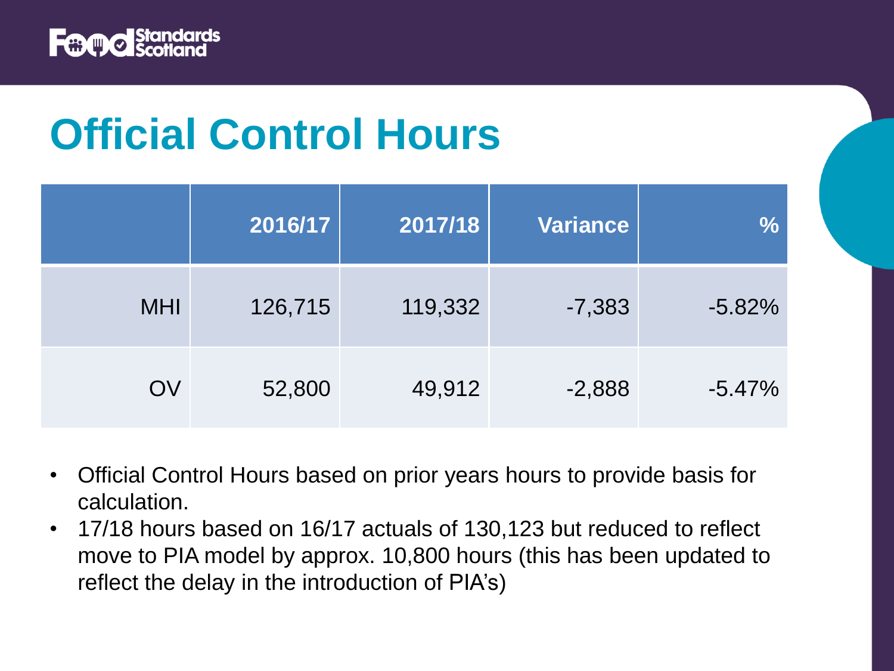# Official Control Hours

| | 2016/17 | 2017/18 | Variance | % |
|---|---|---|---|---|
| MHI | 126,715 | 119,332 | -7,383 | -5.82% |
| OV | 52,800 | 49,912 | -2,888 | -5.47% |

- Official Control Hours based on prior years hours to provide basis for calculation.
- 17/18 hours based on 16/17 actuals of 130,123 but reduced to reflect move to PIA model by approx. 10,800 hours (this has been updated to reflect the delay in the introduction of PIA's)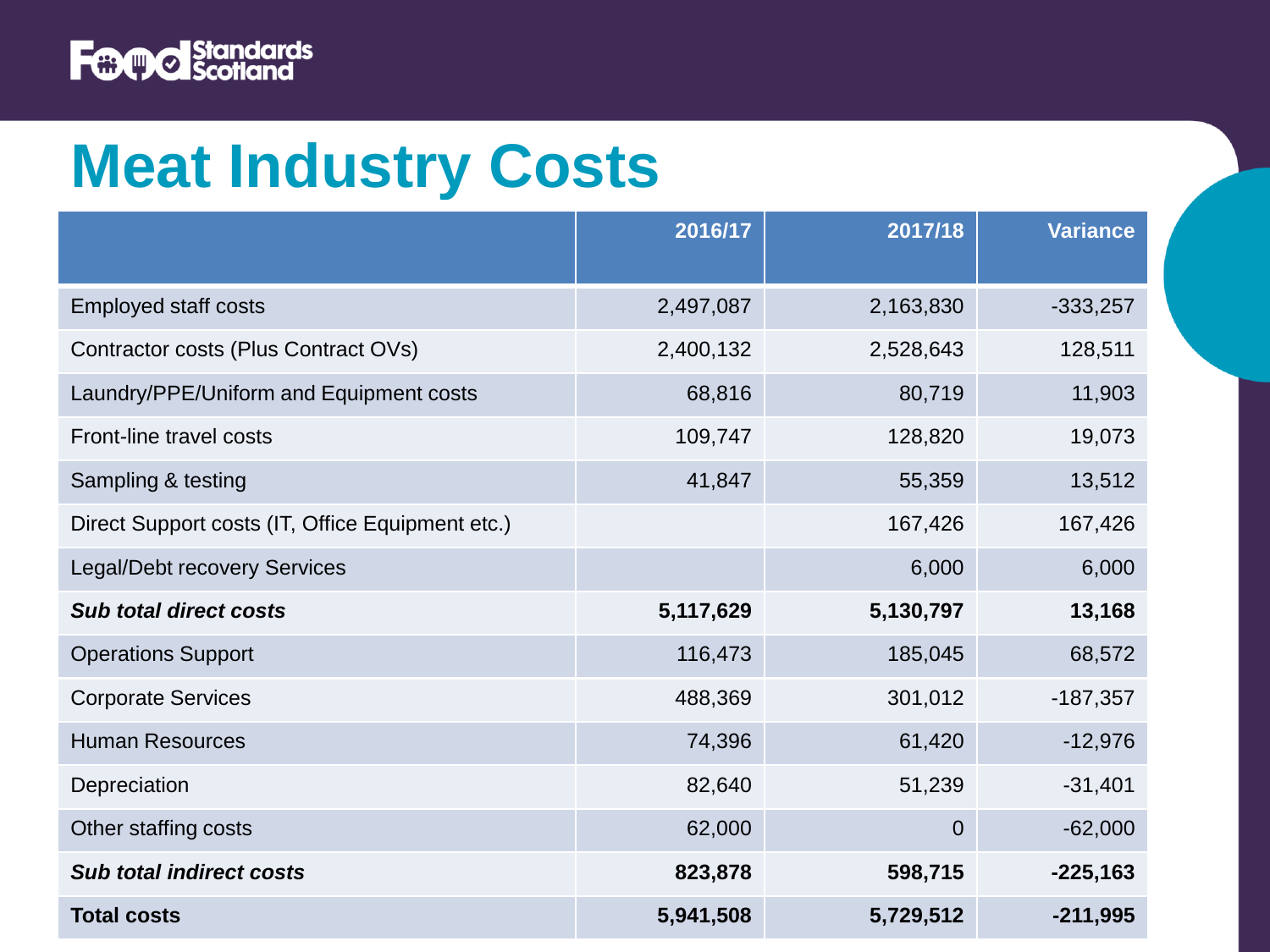# Meat Industry Costs

| | 2016/17 | 2017/18 | Variance |
|---|---|---|---|
| Employed staff costs | 2,497,087 | 2,163,830 | -333,257 |
| Contractor costs (Plus Contract OVs) | 2,400,132 | 2,528,643 | 128,511 |
| Laundry/PPE/Uniform and Equipment costs | 68,816 | 80,719 | 11,903 |
| Front-line travel costs | 109,747 | 128,820 | 19,073 |
| Sampling & testing | 41,847 | 55,359 | 13,512 |
| Direct Support costs (IT, Office Equipment etc.) | | 167,426 | 167,426 |
| Legal/Debt recovery Services | | 6,000 | 6,000 |
| ***Sub total direct costs*** | **5,117,629** | **5,130,797** | **13,168** |
| Operations Support | 116,473 | 185,045 | 68,572 |
| Corporate Services | 488,369 | 301,012 | -187,357 |
| Human Resources | 74,396 | 61,420 | -12,976 |
| Depreciation | 82,640 | 51,239 | -31,401 |
| Other staffing costs | 62,000 | 0 | -62,000 |
| ***Sub total indirect costs*** | **823,878** | **598,715** | **-225,163** |
| **Total costs** | **5,941,508** | **5,729,512** | **-211,995** |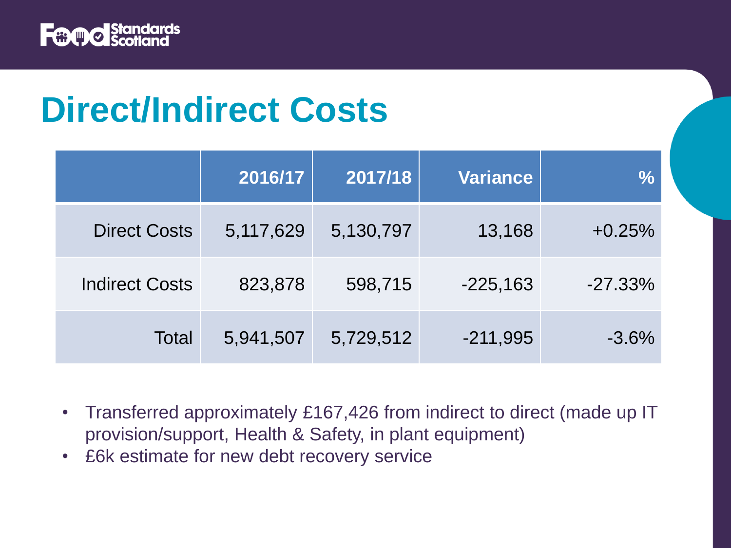# Direct/Indirect Costs

| | 2016/17 | 2017/18 | Variance | % |
|---|---|---|---|---|
| Direct Costs | 5,117,629 | 5,130,797 | 13,168 | +0.25% |
| Indirect Costs | 823,878 | 598,715 | -225,163 | -27.33% |
| Total | 5,941,507 | 5,729,512 | -211,995 | -3.6% |

- Transferred approximately £167,426 from indirect to direct (made up IT provision/support, Health & Safety, in plant equipment)
- £6k estimate for new debt recovery service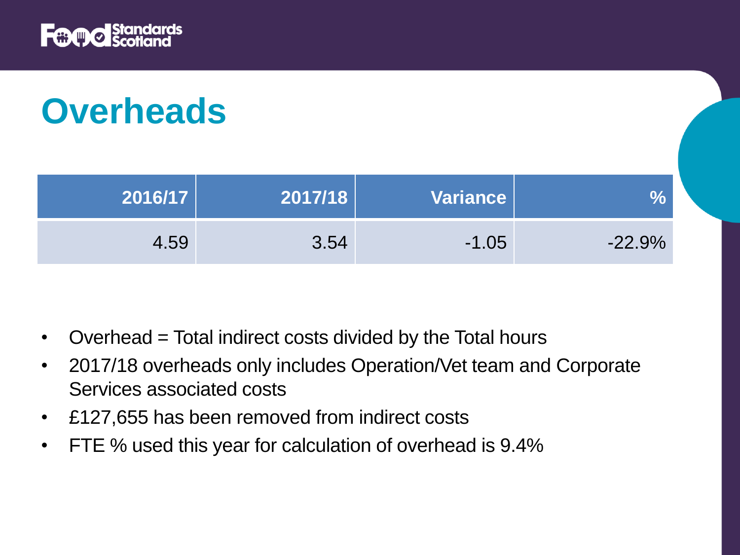# Overheads

| 2016/17 | 2017/18 | Variance | % |
|---|---|---|---|
| 4.59 | 3.54 | -1.05 | -22.9% |

- Overhead = Total indirect costs divided by the Total hours
- 2017/18 overheads only includes Operation/Vet team and Corporate Services associated costs
- £127,655 has been removed from indirect costs
- FTE % used this year for calculation of overhead is 9.4%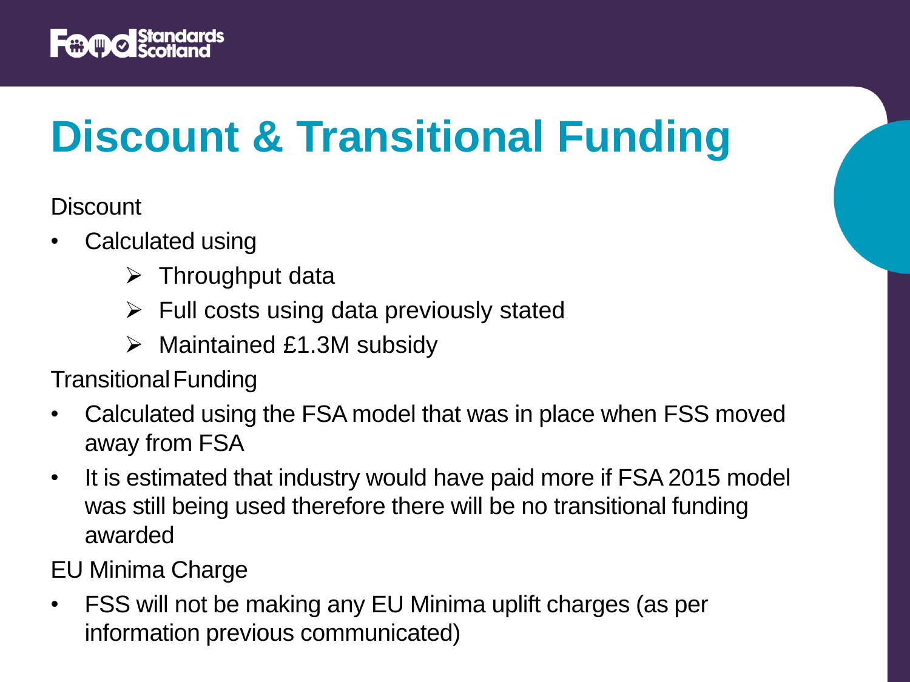# Discount & Transitional Funding

Discount

- Calculated using
  - Throughput data
  - Full costs using data previously stated
  - Maintained £1.3M subsidy

Transitional Funding

- Calculated using the FSA model that was in place when FSS moved away from FSA
- It is estimated that industry would have paid more if FSA 2015 model was still being used therefore there will be no transitional funding awarded

EU Minima Charge

- FSS will not be making any EU Minima uplift charges (as per information previous communicated)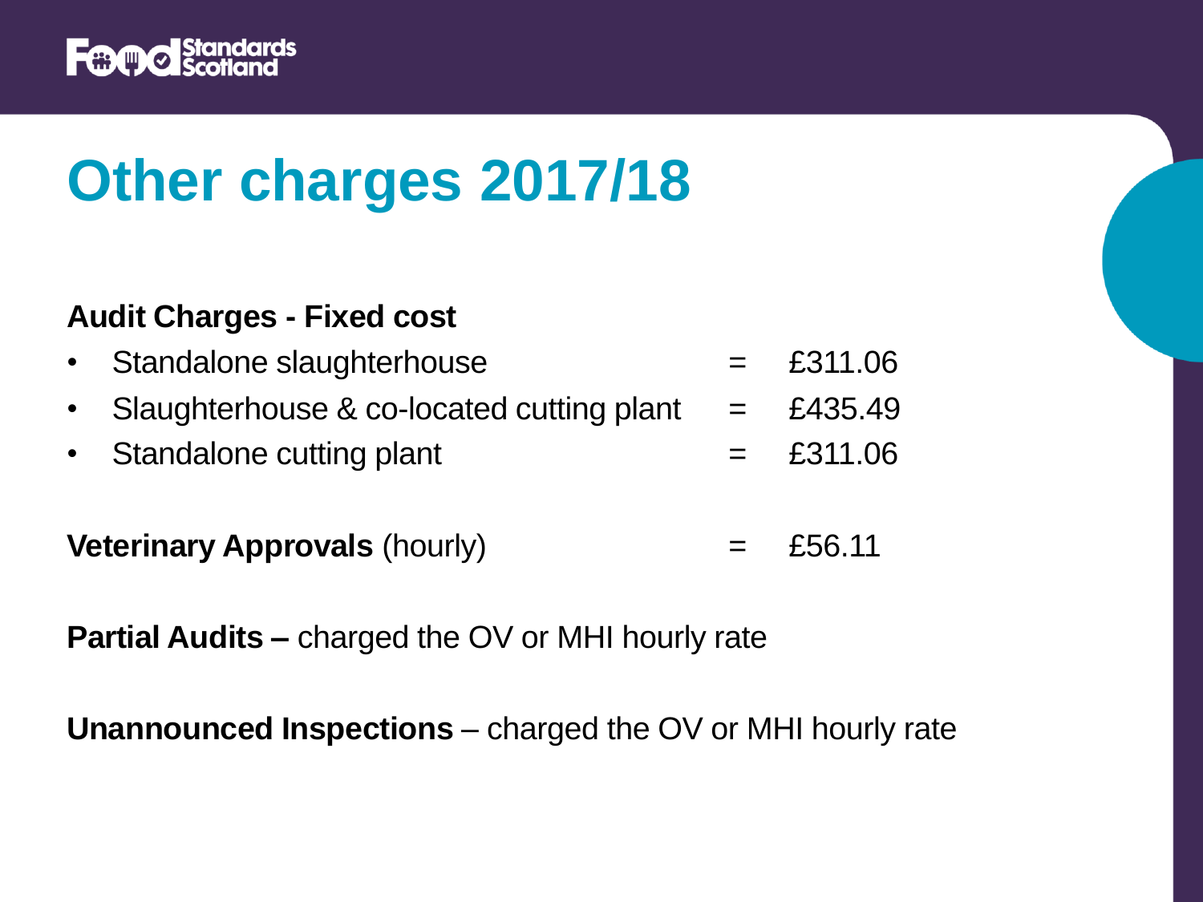# Other charges 2017/18

**Audit Charges - Fixed cost**

- Standalone slaughterhouse = £311.06
- Slaughterhouse & co-located cutting plant = £435.49
- Standalone cutting plant = £311.06

**Veterinary Approvals** (hourly) = £56.11

**Partial Audits –** charged the OV or MHI hourly rate

**Unannounced Inspections** – charged the OV or MHI hourly rate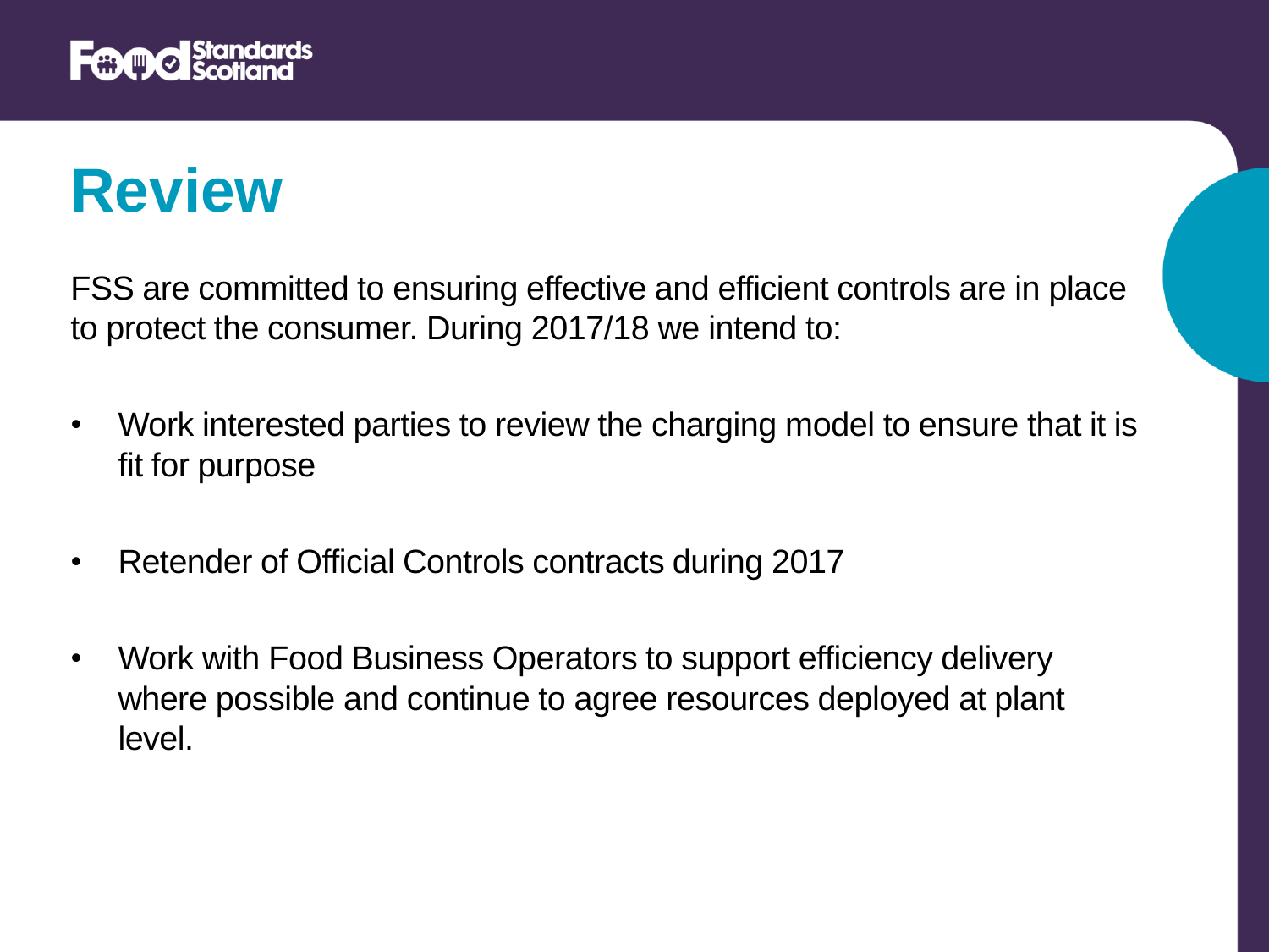# Review

FSS are committed to ensuring effective and efficient controls are in place to protect the consumer. During 2017/18 we intend to:

- Work interested parties to review the charging model to ensure that it is fit for purpose
- Retender of Official Controls contracts during 2017
- Work with Food Business Operators to support efficiency delivery where possible and continue to agree resources deployed at plant level.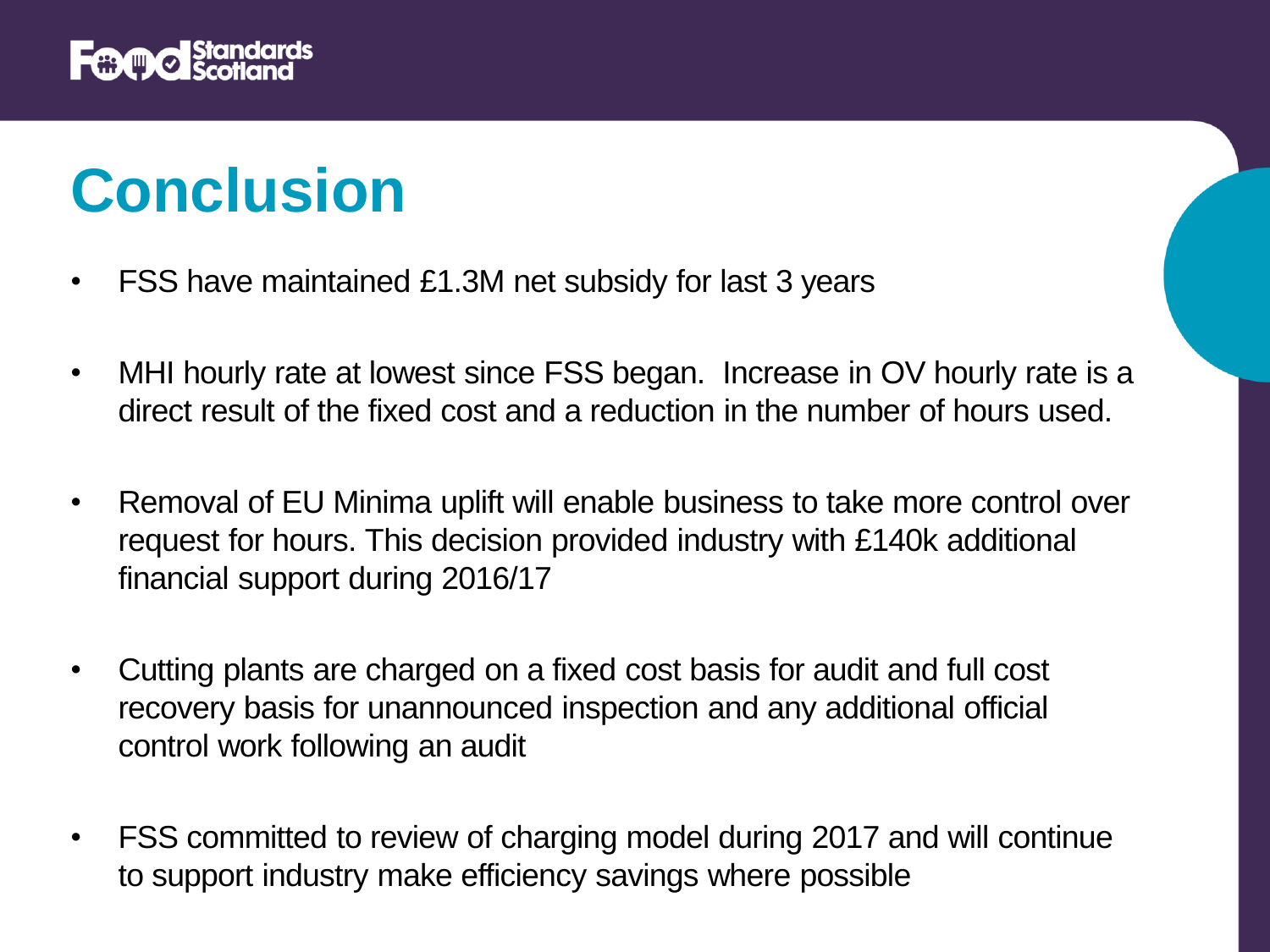# Conclusion

- FSS have maintained £1.3M net subsidy for last 3 years
- MHI hourly rate at lowest since FSS began.  Increase in OV hourly rate is a direct result of the fixed cost and a reduction in the number of hours used.
- Removal of EU Minima uplift will enable business to take more control over request for hours. This decision provided industry with £140k additional financial support during 2016/17
- Cutting plants are charged on a fixed cost basis for audit and full cost recovery basis for unannounced inspection and any additional official control work following an audit
- FSS committed to review of charging model during 2017 and will continue to support industry make efficiency savings where possible